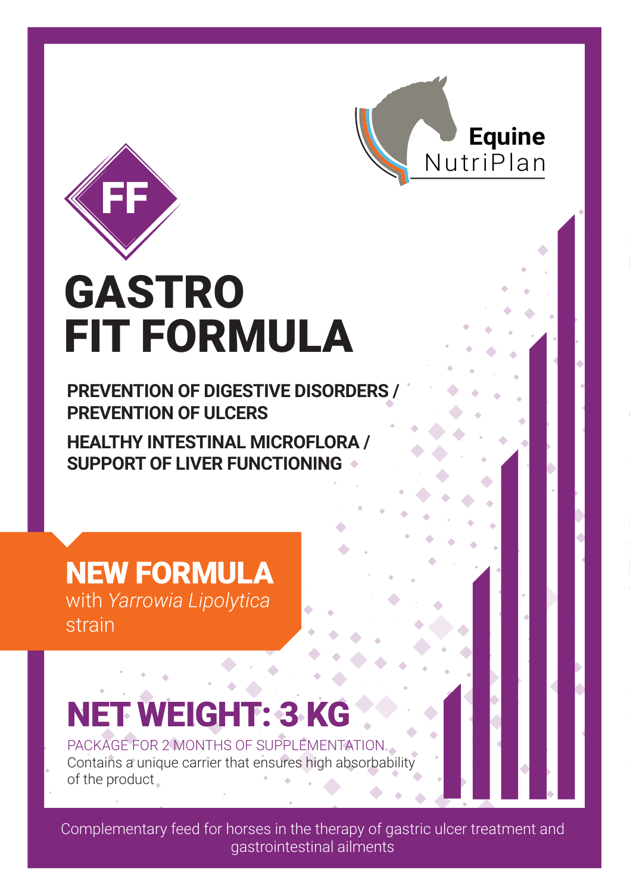Equine NutriPlan

FF

# GASTRO FIT FORMULA

**PREVENTION OF DIGESTIVE DISORDERS / PREVENTION OF ULCERS**

**HEALTHY INTESTINAL MICROFLORA / SUPPORT OF LIVER FUNCTIONING**

**NEW FORMULA**
with *Yarrowia Lipolytica* strain

## NET WEIGHT: 3 KG

PACKAGE FOR 2 MONTHS OF SUPPLEMENTATION.
Contains a unique carrier that ensures high absorbability of the product

Complementary feed for horses in the therapy of gastric ulcer treatment and gastrointestinal ailments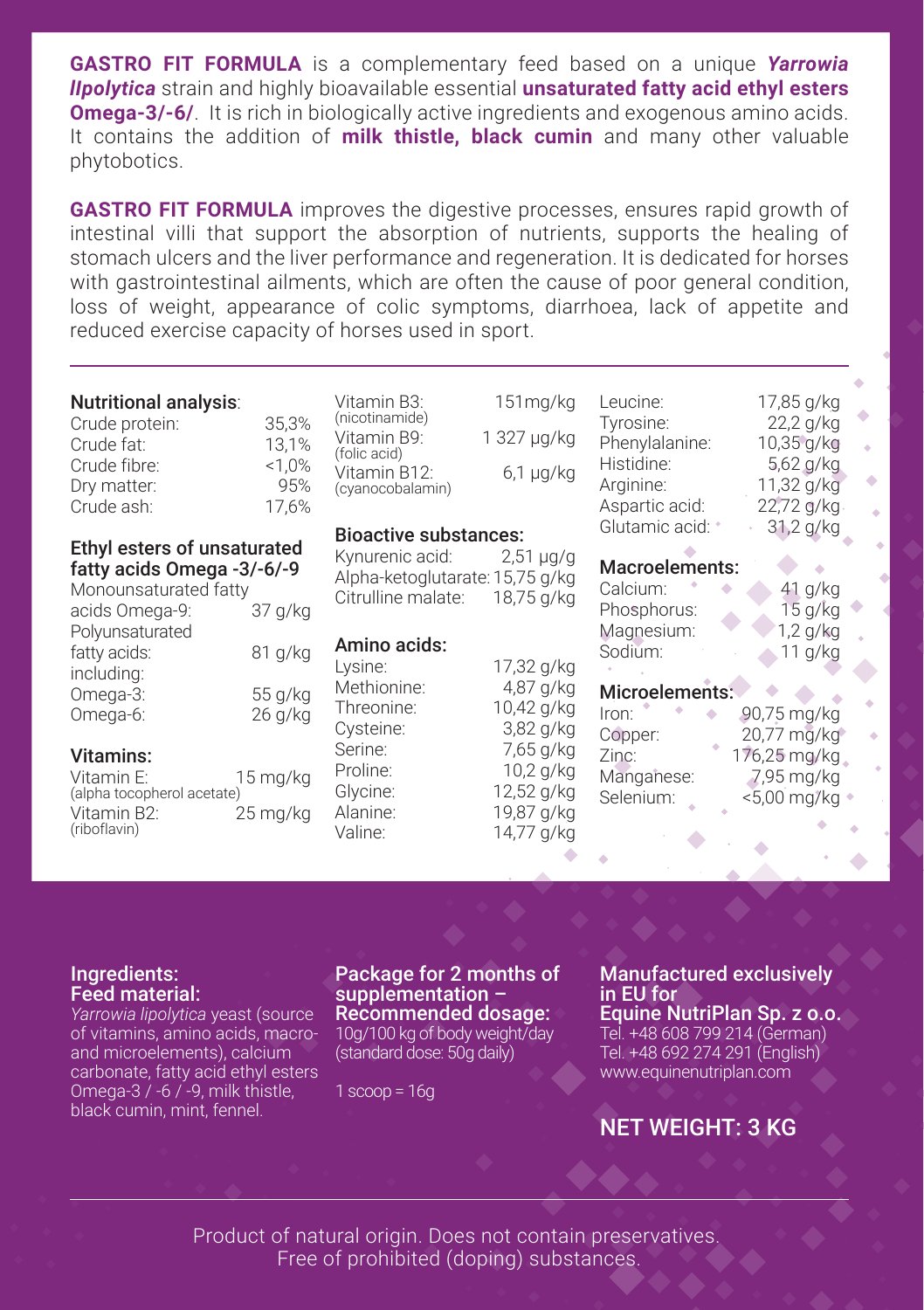**GASTRO FIT FORMULA** is a complementary feed based on a unique ***Yarrowia lipolytica*** strain and highly bioavailable essential **unsaturated fatty acid ethyl esters Omega-3/-6/**. It is rich in biologically active ingredients and exogenous amino acids. It contains the addition of **milk thistle, black cumin** and many other valuable phytobotics.

**GASTRO FIT FORMULA** improves the digestive processes, ensures rapid growth of intestinal villi that support the absorption of nutrients, supports the healing of stomach ulcers and the liver performance and regeneration. It is dedicated for horses with gastrointestinal ailments, which are often the cause of poor general condition, loss of weight, appearance of colic symptoms, diarrhoea, lack of appetite and reduced exercise capacity of horses used in sport.

---

**Nutritional analysis**:

| | |
|---|---|
| Crude protein: | 35,3% |
| Crude fat: | 13,1% |
| Crude fibre: | <1,0% |
| Dry matter: | 95% |
| Crude ash: | 17,6% |

**Ethyl esters of unsaturated fatty acids Omega -3/-6/-9**

| | |
|---|---|
| Monounsaturated fatty acids Omega-9: | 37 g/kg |
| Polyunsaturated fatty acids: | 81 g/kg |
| including: | |
| Omega-3: | 55 g/kg |
| Omega-6: | 26 g/kg |

**Vitamins:**

| | |
|---|---|
| Vitamin E: (alpha tocopherol acetate) | 15 mg/kg |
| Vitamin B2: (riboflavin) | 25 mg/kg |
| Vitamin B3: (nicotinamide) | 151mg/kg |
| Vitamin B9: (folic acid) | 1 327 µg/kg |
| Vitamin B12: (cyanocobalamin) | 6,1 µg/kg |

**Bioactive substances:**

| | |
|---|---|
| Kynurenic acid: | 2,51 µg/g |
| Alpha-ketoglutarate: | 15,75 g/kg |
| Citrulline malate: | 18,75 g/kg |

**Amino acids:**

| | |
|---|---|
| Lysine: | 17,32 g/kg |
| Methionine: | 4,87 g/kg |
| Threonine: | 10,42 g/kg |
| Cysteine: | 3,82 g/kg |
| Serine: | 7,65 g/kg |
| Proline: | 10,2 g/kg |
| Glycine: | 12,52 g/kg |
| Alanine: | 19,87 g/kg |
| Valine: | 14,77 g/kg |
| Leucine: | 17,85 g/kg |
| Tyrosine: | 22,2 g/kg |
| Phenylalanine: | 10,35 g/kg |
| Histidine: | 5,62 g/kg |
| Arginine: | 11,32 g/kg |
| Aspartic acid: | 22,72 g/kg |
| Glutamic acid: | 31,2 g/kg |

**Macroelements:**

| | |
|---|---|
| Calcium: | 41 g/kg |
| Phosphorus: | 15 g/kg |
| Magnesium: | 1,2 g/kg |
| Sodium: | 11 g/kg |

**Microelements:**

| | |
|---|---|
| Iron: | 90,75 mg/kg |
| Copper: | 20,77 mg/kg |
| Zinc: | 176,25 mg/kg |
| Manganese: | 7,95 mg/kg |
| Selenium: | <5,00 mg/kg |

**Ingredients:**
**Feed material:**
*Yarrowia lipolytica* yeast (source of vitamins, amino acids, macro- and microelements), calcium carbonate, fatty acid ethyl esters Omega-3 / -6 / -9, milk thistle, black cumin, mint, fennel.

**Package for 2 months of supplementation – Recommended dosage:**
10g/100 kg of body weight/day (standard dose: 50g daily)

1 scoop = 16g

**Manufactured exclusively in EU for**
**Equine NutriPlan Sp. z o.o.**
Tel. +48 608 799 214 (German)
Tel. +48 692 274 291 (English)
www.equinenutriplan.com

**NET WEIGHT: 3 KG**

---

Product of natural origin. Does not contain preservatives.
Free of prohibited (doping) substances.